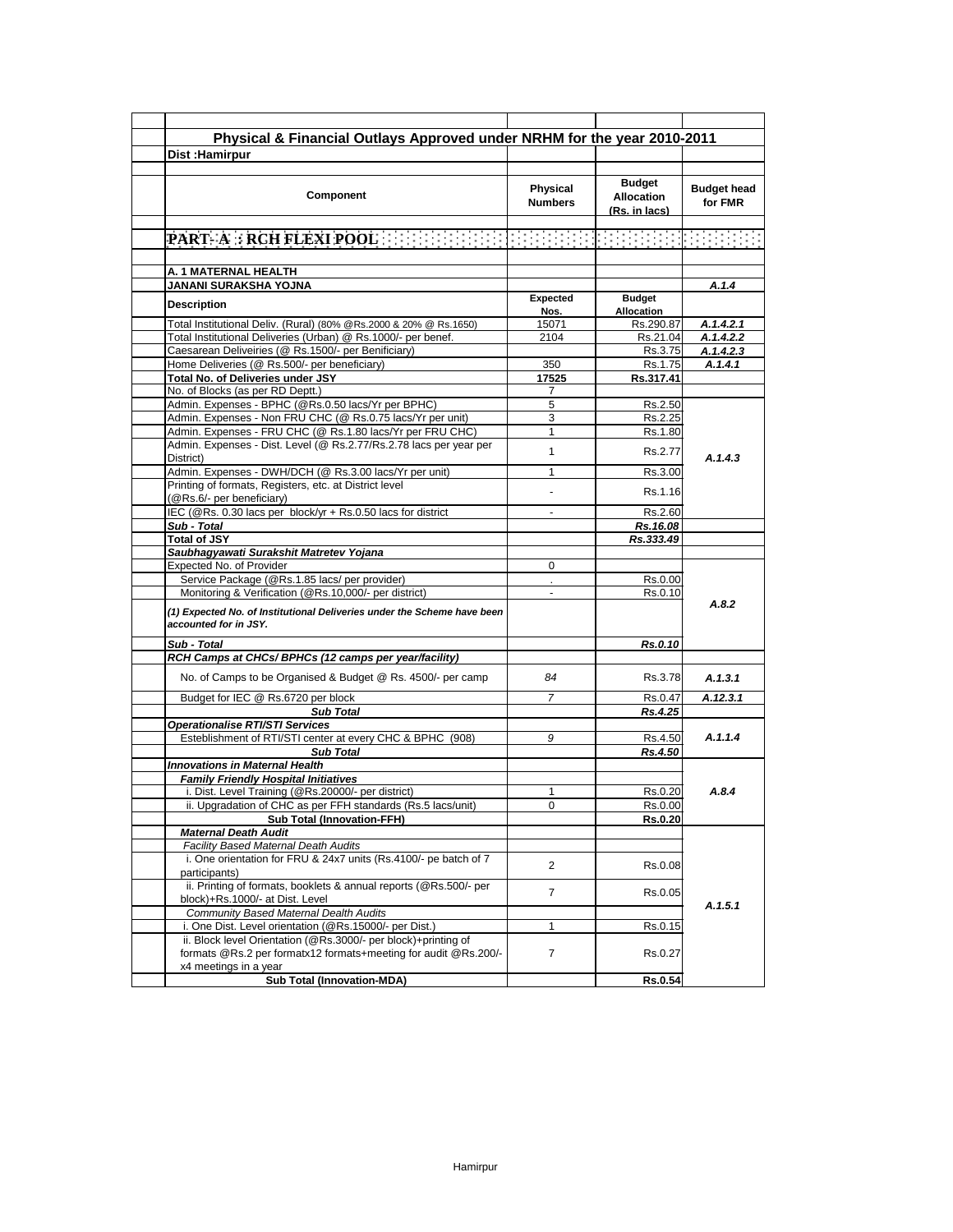# Physical & Financial Outlays Approved under NRHM for the year 2010-2011

**Dist :Hamirpur**

| Component | Physical Numbers | Budget Allocation (Rs. in lacs) | Budget head for FMR |
|---|---|---|---|
| **PART- A : RCH FLEXI POOL** | | | |
| **A. 1 MATERNAL HEALTH** | | | |
| **JANANI SURAKSHA YOJNA** | | | *A.1.4* |
| **Description** | **Expected Nos.** | **Budget Allocation** | |
| Total Institutional Deliv. (Rural) (80% @Rs.2000 & 20% @ Rs.1650) | 15071 | Rs.290.87 | *A.1.4.2.1* |
| Total Institutional Deliveries (Urban) @ Rs.1000/- per benef. | 2104 | Rs.21.04 | *A.1.4.2.2* |
| Caesarean Deliveiries (@ Rs.1500/- per Benificiary) | | Rs.3.75 | *A.1.4.2.3* |
| Home Deliveries (@ Rs.500/- per beneficiary) | 350 | Rs.1.75 | *A.1.4.1* |
| **Total No. of Deliveries under JSY** | **17525** | **Rs.317.41** | |
| No. of Blocks (as per RD Deptt.) | 7 | | |
| Admin. Expenses - BPHC (@Rs.0.50 lacs/Yr per BPHC) | 5 | Rs.2.50 | *A.1.4.3* |
| Admin. Expenses - Non FRU CHC (@ Rs.0.75 lacs/Yr per unit) | 3 | Rs.2.25 | |
| Admin. Expenses - FRU CHC (@ Rs.1.80 lacs/Yr per FRU CHC) | 1 | Rs.1.80 | |
| Admin. Expenses - Dist. Level (@ Rs.2.77/Rs.2.78 lacs per year per District) | 1 | Rs.2.77 | |
| Admin. Expenses - DWH/DCH (@ Rs.3.00 lacs/Yr per unit) | 1 | Rs.3.00 | |
| Printing of formats, Registers, etc. at District level (@Rs.6/- per beneficiary) | - | Rs.1.16 | |
| IEC (@Rs. 0.30 lacs per block/yr + Rs.0.50 lacs for district | - | Rs.2.60 | |
| ***Sub - Total*** | | ***Rs.16.08*** | |
| **Total of JSY** | | ***Rs.333.49*** | |
| ***Saubhagyawati Surakshit Matretev Yojana*** | | | |
| Expected No. of Provider | 0 | | *A.8.2* |
| Service Package (@Rs.1.85 lacs/ per provider) | . | Rs.0.00 | |
| Monitoring & Verification (@Rs.10,000/- per district) | - | Rs.0.10 | |
| ***(1) Expected No. of Institutional Deliveries under the Scheme have been accounted for in JSY.*** | | | |
| ***Sub - Total*** | | ***Rs.0.10*** | |
| ***RCH Camps at CHCs/ BPHCs (12 camps per year/facility)*** | | | |
| No. of Camps to be Organised & Budget @ Rs. 4500/- per camp | *84* | Rs.3.78 | *A.1.3.1* |
| Budget for IEC @ Rs.6720 per block | *7* | Rs.0.47 | *A.12.3.1* |
| ***Sub Total*** | | ***Rs.4.25*** | |
| ***Operationalise RTI/STI Services*** | | | |
| Esteblishment of RTI/STI center at every CHC & BPHC (908) | *9* | Rs.4.50 | *A.1.1.4* |
| ***Sub Total*** | | ***Rs.4.50*** | |
| ***Innovations in Maternal Health*** | | | |
| ***Family Friendly Hospital Initiatives*** | | | *A.8.4* |
| i. Dist. Level Training (@Rs.20000/- per district) | 1 | Rs.0.20 | |
| ii. Upgradation of CHC as per FFH standards (Rs.5 lacs/unit) | 0 | Rs.0.00 | |
| **Sub Total (Innovation-FFH)** | | **Rs.0.20** | |
| ***Maternal Death Audit*** | | | *A.1.5.1* |
| *Facility Based Maternal Death Audits* | | | |
| i. One orientation for FRU & 24x7 units (Rs.4100/- pe batch of 7 participants) | 2 | Rs.0.08 | |
| ii. Printing of formats, booklets & annual reports (@Rs.500/- per block)+Rs.1000/- at Dist. Level | 7 | Rs.0.05 | |
| *Community Based Maternal Dealth Audits* | | | |
| i. One Dist. Level orientation (@Rs.15000/- per Dist.) | 1 | Rs.0.15 | |
| ii. Block level Orientation (@Rs.3000/- per block)+printing of formats @Rs.2 per formatx12 formats+meeting for audit @Rs.200/- x4 meetings in a year | 7 | Rs.0.27 | |
| **Sub Total (Innovation-MDA)** | | **Rs.0.54** | |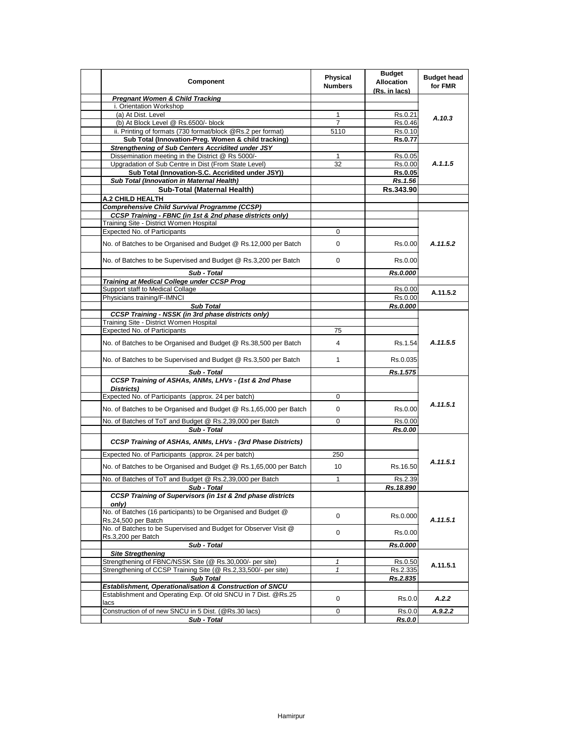| Component | Physical Numbers | Budget Allocation (Rs. in lacs) | Budget head for FMR |
|---|---|---|---|
| ***Pregnant Women & Child Tracking*** | | | |
| i. Orientation Workshop | | | |
| (a) At Dist. Level | 1 | Rs.0.21 | *A.10.3* |
| (b) At Block Level @ Rs.6500/- block | 7 | Rs.0.46 | |
| ii. Printing of formats (730 format/block @Rs.2 per format) | 5110 | Rs.0.10 | |
| **Sub Total (Innovation-Preg. Women & child tracking)** | | **Rs.0.77** | |
| ***Strengthening of Sub Centers Accridited under JSY*** | | | |
| Dissemination meeting in the District @ Rs 5000/- | 1 | Rs.0.05 | *A.1.1.5* |
| Upgradation of Sub Centre in Dist (From State Level) | 32 | Rs.0.00 | |
| **Sub Total (Innovation-S.C. Accridited under JSY))** | | **Rs.0.05** | |
| ***Sub Total (Innovation in Maternal Health)*** | | ***Rs.1.56*** | |
| **Sub-Total (Maternal Health)** | | **Rs.343.90** | |
| **A.2 CHILD HEALTH** | | | |
| ***Comprehensive Child Survival Programme (CCSP)*** | | | |
| ***CCSP Training - FBNC (in 1st & 2nd phase districts only)*** | | | |
| Training Site - District Women Hospital | | | |
| Expected No. of Participants | 0 | | |
| No. of Batches to be Organised and Budget @ Rs.12,000 per Batch | 0 | Rs.0.00 | *A.11.5.2* |
| No. of Batches to be Supervised and Budget @ Rs.3,200 per Batch | 0 | Rs.0.00 | |
| ***Sub - Total*** | | ***Rs.0.000*** | |
| ***Training at Medical College under CCSP Prog*** | | | |
| Support staff to Medical Collage | | Rs.0.00 | A.11.5.2 |
| Physicians training/F-IMNCI | | Rs.0.00 | |
| ***Sub Total*** | | ***Rs.0.000*** | |
| ***CCSP Training - NSSK (in 3rd phase districts only)*** | | | |
| Training Site - District Women Hospital | | | |
| Expected No. of Participants | 75 | | |
| No. of Batches to be Organised and Budget @ Rs.38,500 per Batch | 4 | Rs.1.54 | *A.11.5.5* |
| No. of Batches to be Supervised and Budget @ Rs.3,500 per Batch | 1 | Rs.0.035 | |
| ***Sub - Total*** | | ***Rs.1.575*** | |
| ***CCSP Training of ASHAs, ANMs, LHVs - (1st & 2nd Phase Districts)*** | | | |
| Expected No. of Participants (approx. 24 per batch) | 0 | | *A.11.5.1* |
| No. of Batches to be Organised and Budget @ Rs.1,65,000 per Batch | 0 | Rs.0.00 | |
| No. of Batches of ToT and Budget @ Rs.2,39,000 per Batch | 0 | Rs.0.00 | |
| ***Sub - Total*** | | ***Rs.0.00*** | |
| ***CCSP Training of ASHAs, ANMs, LHVs - (3rd Phase Districts)*** | | | |
| Expected No. of Participants (approx. 24 per batch) | 250 | | *A.11.5.1* |
| No. of Batches to be Organised and Budget @ Rs.1,65,000 per Batch | 10 | Rs.16.50 | |
| No. of Batches of ToT and Budget @ Rs.2,39,000 per Batch | 1 | Rs.2.39 | |
| ***Sub - Total*** | | ***Rs.18.890*** | |
| ***CCSP Training of Supervisors (in 1st & 2nd phase districts only)*** | | | |
| No. of Batches (16 participants) to be Organised and Budget @ Rs.24,500 per Batch | 0 | Rs.0.000 | *A.11.5.1* |
| No. of Batches to be Supervised and Budget for Observer Visit @ Rs.3,200 per Batch | 0 | Rs.0.00 | |
| ***Sub - Total*** | | ***Rs.0.000*** | |
| ***Site Stregthening*** | | | |
| Strengthening of FBNC/NSSK Site (@ Rs.30,000/- per site) | *1* | Rs.0.50 | A.11.5.1 |
| Strengthening of CCSP Training Site (@ Rs.2,33,500/- per site) | *1* | Rs.2.335 | |
| ***Sub Total*** | | ***Rs.2.835*** | |
| ***Establishment, Operationalisation & Construction of SNCU*** | | | |
| Establishment and Operating Exp. Of old SNCU in 7 Dist. @Rs.25 lacs | 0 | Rs.0.0 | *A.2.2* |
| Construction of of new SNCU in 5 Dist. (@Rs.30 lacs) | 0 | Rs.0.0 | *A.9.2.2* |
| ***Sub - Total*** | | ***Rs.0.0*** | |

Hamirpur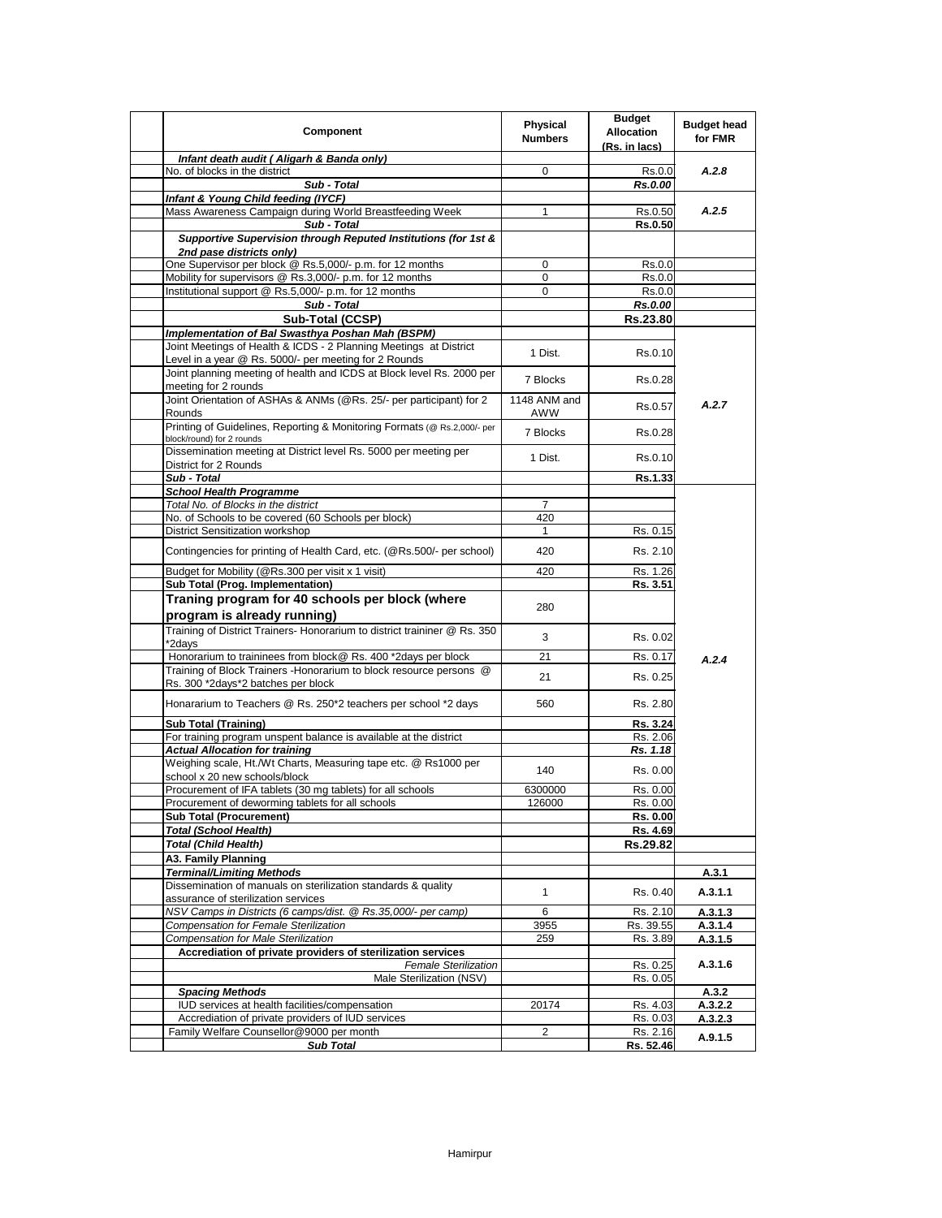| Component | Physical Numbers | Budget Allocation (Rs. in lacs) | Budget head for FMR |
|---|---|---|---|
| ***Infant death audit ( Aligarh & Banda only)*** | | | |
| No. of blocks in the district | 0 | Rs.0.0 | ***A.2.8*** |
| ***Sub - Total*** | | ***Rs.0.00*** | |
| ***Infant & Young Child feeding (IYCF)*** | | | |
| Mass Awareness Campaign during World Breastfeeding Week | 1 | Rs.0.50 | ***A.2.5*** |
| ***Sub - Total*** | | **Rs.0.50** | |
| ***Supportive Supervision through Reputed Institutions (for 1st & 2nd pase districts only)*** | | | |
| One Supervisor per block @ Rs.5,000/- p.m. for 12 months | 0 | Rs.0.0 | |
| Mobility for supervisors @ Rs.3,000/- p.m. for 12 months | 0 | Rs.0.0 | |
| Institutional support @ Rs.5,000/- p.m. for 12 months | 0 | Rs.0.0 | |
| ***Sub - Total*** | | ***Rs.0.00*** | |
| **Sub-Total (CCSP)** | | **Rs.23.80** | |
| ***Implementation of Bal Swasthya Poshan Mah (BSPM)*** | | | |
| Joint Meetings of Health & ICDS - 2 Planning Meetings at District Level in a year @ Rs. 5000/- per meeting for 2 Rounds | 1 Dist. | Rs.0.10 | ***A.2.7*** |
| Joint planning meeting of health and ICDS at Block level Rs. 2000 per meeting for 2 rounds | 7 Blocks | Rs.0.28 | |
| Joint Orientation of ASHAs & ANMs (@Rs. 25/- per participant) for 2 Rounds | 1148 ANM and AWW | Rs.0.57 | |
| Printing of Guidelines, Reporting & Monitoring Formats (@ Rs.2,000/- per block/round) for 2 rounds | 7 Blocks | Rs.0.28 | |
| Dissemination meeting at District level Rs. 5000 per meeting per District for 2 Rounds | 1 Dist. | Rs.0.10 | |
| ***Sub - Total*** | | **Rs.1.33** | |
| ***School Health Programme*** | | | ***A.2.4*** |
| *Total No. of Blocks in the district* | 7 | | |
| No. of Schools to be covered (60 Schools per block) | 420 | | |
| District Sensitization workshop | 1 | Rs. 0.15 | |
| Contingencies for printing of Health Card, etc. (@Rs.500/- per school) | 420 | Rs. 2.10 | |
| Budget for Mobility (@Rs.300 per visit x 1 visit) | 420 | Rs. 1.26 | |
| **Sub Total (Prog. Implementation)** | | **Rs. 3.51** | |
| **Traning program for 40 schools per block (where program is already running)** | 280 | | |
| Training of District Trainers- Honorarium to district traininer @ Rs. 350 *2days | 3 | Rs. 0.02 | |
| Honorarium to traininees from block@ Rs. 400 *2days per block | 21 | Rs. 0.17 | |
| Training of Block Trainers -Honorarium to block resource persons @ Rs. 300 *2days*2 batches per block | 21 | Rs. 0.25 | |
| Honararium to Teachers @ Rs. 250*2 teachers per school *2 days | 560 | Rs. 2.80 | |
| **Sub Total (Training)** | | **Rs. 3.24** | |
| For training program unspent balance is available at the district | | Rs. 2.06 | |
| ***Actual Allocation for training*** | | ***Rs. 1.18*** | |
| Weighing scale, Ht./Wt Charts, Measuring tape etc. @ Rs1000 per school x 20 new schools/block | 140 | Rs. 0.00 | |
| Procurement of IFA tablets (30 mg tablets) for all schools | 6300000 | Rs. 0.00 | |
| Procurement of deworming tablets for all schools | 126000 | Rs. 0.00 | |
| **Sub Total (Procurement)** | | **Rs. 0.00** | |
| ***Total (School Health)*** | | **Rs. 4.69** | |
| ***Total (Child Health)*** | | **Rs.29.82** | |
| **A3. Family Planning** | | | |
| ***Terminal/Limiting Methods*** | | | **A.3.1** |
| Dissemination of manuals on sterilization standards & quality assurance of sterilization services | 1 | Rs. 0.40 | **A.3.1.1** |
| *NSV Camps in Districts (6 camps/dist. @ Rs.35,000/- per camp)* | 6 | Rs. 2.10 | **A.3.1.3** |
| *Compensation for Female Sterilization* | 3955 | Rs. 39.55 | **A.3.1.4** |
| *Compensation for Male Sterilization* | 259 | Rs. 3.89 | **A.3.1.5** |
| **Accrediation of private providers of sterilization services** | | | **A.3.1.6** |
| *Female Sterilization* | | Rs. 0.25 | |
| Male Sterilization (NSV) | | Rs. 0.05 | |
| ***Spacing Methods*** | | | **A.3.2** |
| IUD services at health facilities/compensation | 20174 | Rs. 4.03 | **A.3.2.2** |
| Accrediation of private providers of IUD services | | Rs. 0.03 | **A.3.2.3** |
| Family Welfare Counsellor@9000 per month | 2 | Rs. 2.16 | **A.9.1.5** |
| ***Sub Total*** | | **Rs. 52.46** | |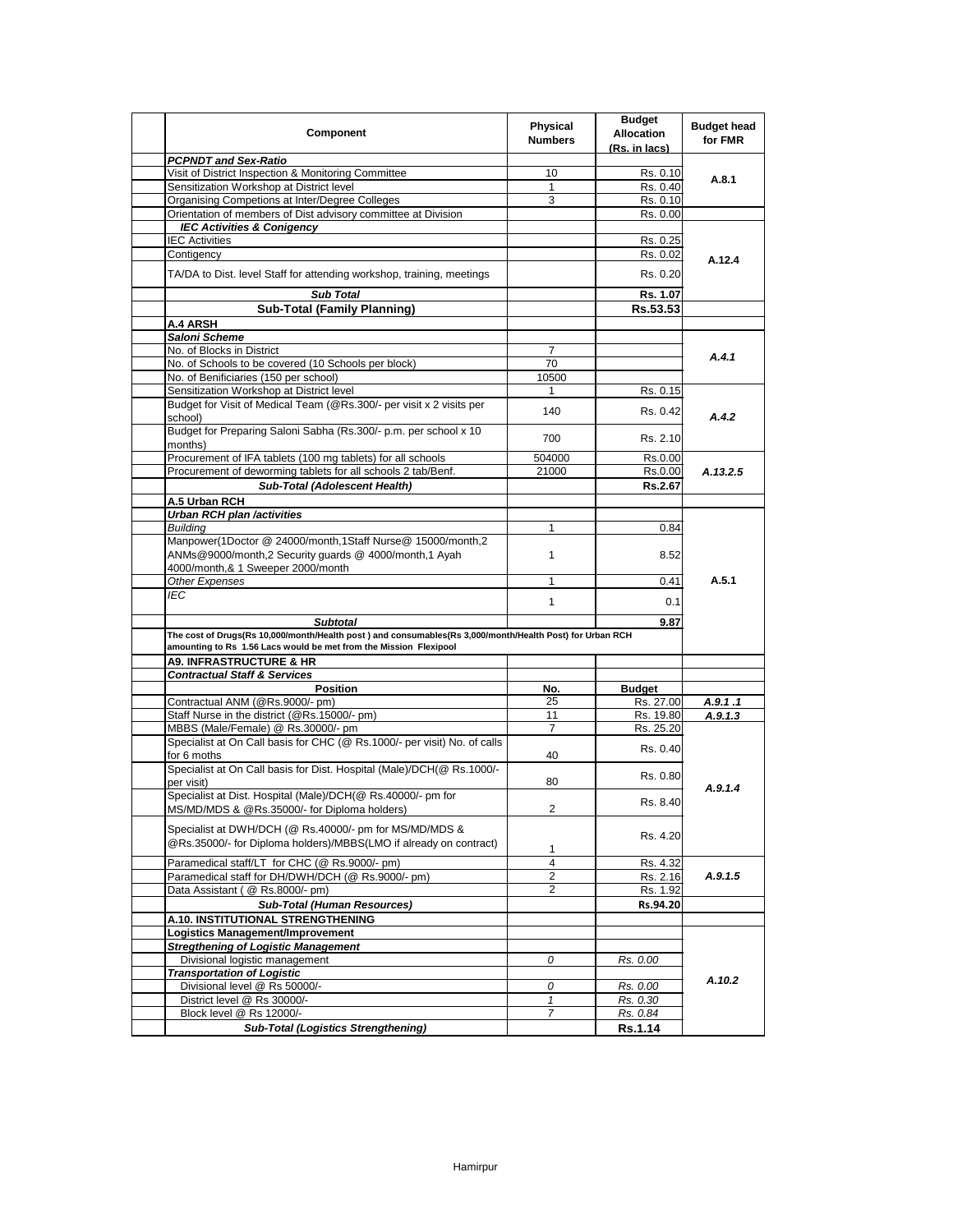| Component | Physical Numbers | Budget Allocation (Rs. in lacs) | Budget head for FMR |
|---|---|---|---|
| ***PCPNDT and Sex-Ratio*** | | | |
| Visit of District Inspection & Monitoring Committee | 10 | Rs. 0.10 | A.8.1 |
| Sensitization Workshop at District level | 1 | Rs. 0.40 | |
| Organising Competions at Inter/Degree Colleges | 3 | Rs. 0.10 | |
| Orientation of members of Dist advisory committee at Division | | Rs. 0.00 | |
| ***IEC Activities & Conigency*** | | | |
| IEC Activities | | Rs. 0.25 | A.12.4 |
| Contigency | | Rs. 0.02 | |
| TA/DA to Dist. level Staff for attending workshop, training, meetings | | Rs. 0.20 | |
| ***Sub Total*** | | **Rs. 1.07** | |
| **Sub-Total (Family Planning)** | | **Rs.53.53** | |
| **A.4 ARSH** | | | |
| ***Saloni Scheme*** | | | |
| No. of Blocks in District | 7 | | *A.4.1* |
| No. of Schools to be covered (10 Schools per block) | 70 | | |
| No. of Benificiaries (150 per school) | 10500 | | |
| Sensitization Workshop at District level | 1 | Rs. 0.15 | *A.4.2* |
| Budget for Visit of Medical Team (@Rs.300/- per visit x 2 visits per school) | 140 | Rs. 0.42 | |
| Budget for Preparing Saloni Sabha (Rs.300/- p.m. per school x 10 months) | 700 | Rs. 2.10 | |
| Procurement of IFA tablets (100 mg tablets) for all schools | 504000 | Rs.0.00 | *A.13.2.5* |
| Procurement of deworming tablets for all schools 2 tab/Benf. | 21000 | Rs.0.00 | |
| ***Sub-Total (Adolescent Health)*** | | **Rs.2.67** | |
| **A.5 Urban RCH** | | | |
| ***Urban RCH plan /activities*** | | | |
| *Building* | 1 | 0.84 | A.5.1 |
| Manpower(1Doctor @ 24000/month,1Staff Nurse@ 15000/month,2 ANMs@9000/month,2 Security guards @ 4000/month,1 Ayah 4000/month,& 1 Sweeper 2000/month | 1 | 8.52 | |
| *Other Expenses* | 1 | 0.41 | |
| *IEC* | 1 | 0.1 | |
| ***Subtotal*** | | **9.87** | |
| **The cost of Drugs(Rs 10,000/month/Health post ) and consumables(Rs 3,000/month/Health Post) for Urban RCH amounting to Rs 1.56 Lacs would be met from the Mission Flexipool** | | | |
| **A9. INFRASTRUCTURE & HR** | | | |
| ***Contractual Staff & Services*** | | | |
| **Position** | **No.** | **Budget** | |
| Contractual ANM (@Rs.9000/- pm) | 25 | Rs. 27.00 | *A.9.1 .1* |
| Staff Nurse in the district (@Rs.15000/- pm) | 11 | Rs. 19.80 | *A.9.1.3* |
| MBBS (Male/Female) @ Rs.30000/- pm | 7 | Rs. 25.20 | |
| Specialist at On Call basis for CHC (@ Rs.1000/- per visit) No. of calls for 6 moths | 40 | Rs. 0.40 | *A.9.1.4* |
| Specialist at On Call basis for Dist. Hospital (Male)/DCH(@ Rs.1000/- per visit) | 80 | Rs. 0.80 | |
| Specialist at Dist. Hospital (Male)/DCH(@ Rs.40000/- pm for MS/MD/MDS & @Rs.35000/- for Diploma holders) | 2 | Rs. 8.40 | |
| Specialist at DWH/DCH (@ Rs.40000/- pm for MS/MD/MDS & @Rs.35000/- for Diploma holders)/MBBS(LMO if already on contract) | 1 | Rs. 4.20 | |
| Paramedical staff/LT for CHC (@ Rs.9000/- pm) | 4 | Rs. 4.32 | *A.9.1.5* |
| Paramedical staff for DH/DWH/DCH (@ Rs.9000/- pm) | 2 | Rs. 2.16 | |
| Data Assistant ( @ Rs.8000/- pm) | 2 | Rs. 1.92 | |
| ***Sub-Total (Human Resources)*** | | **Rs.94.20** | |
| **A.10. INSTITUTIONAL STRENGTHENING** | | | |
| **Logistics Management/Improvement** | | | |
| ***Stregthening of Logistic Management*** | | | *A.10.2* |
| Divisional logistic management | *0* | *Rs. 0.00* | |
| ***Transportation of Logistic*** | | | |
| Divisional level @ Rs 50000/- | *0* | *Rs. 0.00* | |
| District level @ Rs 30000/- | *1* | *Rs. 0.30* | |
| Block level @ Rs 12000/- | *7* | *Rs. 0.84* | |
| ***Sub-Total (Logistics Strengthening)*** | | **Rs.1.14** | |

Hamirpur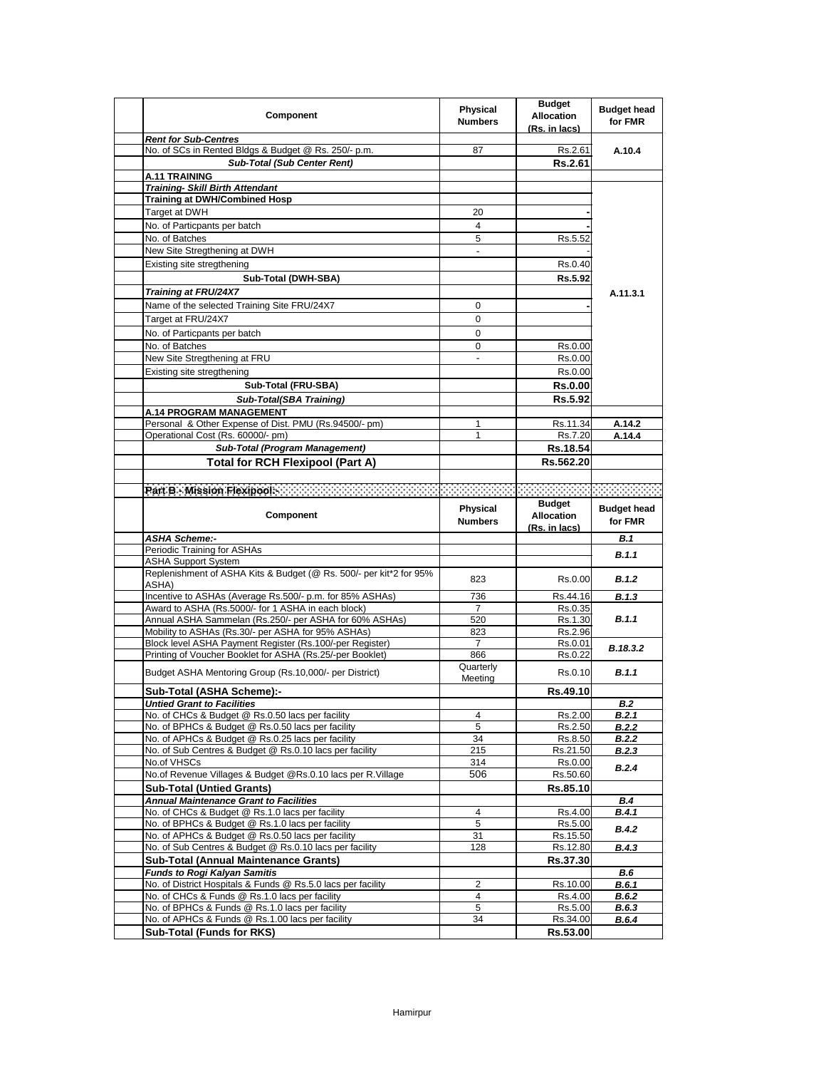| Component | Physical Numbers | Budget Allocation (Rs. in lacs) | Budget head for FMR |
|---|---|---|---|
| ***Rent for Sub-Centres*** | | | |
| No. of SCs in Rented Bldgs & Budget @ Rs. 250/- p.m. | 87 | Rs.2.61 | A.10.4 |
| ***Sub-Total (Sub Center Rent)*** | | **Rs.2.61** | |
| **A.11 TRAINING** | | | |
| ***Training- Skill Birth Attendant*** | | | A.11.3.1 |
| **Training at DWH/Combined Hosp** | | | |
| Target at DWH | 20 | - | |
| No. of Particpants per batch | 4 | - | |
| No. of Batches | 5 | Rs.5.52 | |
| New Site Stregthening at DWH | - | - | |
| Existing site stregthening | | Rs.0.40 | |
| **Sub-Total (DWH-SBA)** | | **Rs.5.92** | |
| ***Training at FRU/24X7*** | | | |
| Name of the selected Training Site FRU/24X7 | 0 | - | |
| Target at FRU/24X7 | 0 | | |
| No. of Particpants per batch | 0 | | |
| No. of Batches | 0 | Rs.0.00 | |
| New Site Stregthening at FRU | - | Rs.0.00 | |
| Existing site stregthening | | Rs.0.00 | |
| **Sub-Total (FRU-SBA)** | | **Rs.0.00** | |
| ***Sub-Total(SBA Training)*** | | **Rs.5.92** | |
| **A.14 PROGRAM MANAGEMENT** | | | |
| Personal & Other Expense of Dist. PMU (Rs.94500/- pm) | 1 | Rs.11.34 | A.14.2 |
| Operational Cost (Rs. 60000/- pm) | 1 | Rs.7.20 | A.14.4 |
| ***Sub-Total (Program Management)*** | | **Rs.18.54** | |
| **Total for RCH Flexipool (Part A)** | | **Rs.562.20** | |

**Part B - Mission Flexipool:-**

| Component | Physical Numbers | Budget Allocation (Rs. in lacs) | Budget head for FMR |
|---|---|---|---|
| ***ASHA Scheme:-*** | | | ***B.1*** |
| Periodic Training for ASHAs | | | ***B.1.1*** |
| ASHA Support System | | | |
| Replenishment of ASHA Kits & Budget (@ Rs. 500/- per kit*2 for 95% ASHA) | 823 | Rs.0.00 | ***B.1.2*** |
| Incentive to ASHAs (Average Rs.500/- p.m. for 85% ASHAs) | 736 | Rs.44.16 | ***B.1.3*** |
| Award to ASHA (Rs.5000/- for 1 ASHA in each block) | 7 | Rs.0.35 | ***B.1.1*** |
| Annual ASHA Sammelan (Rs.250/- per ASHA for 60% ASHAs) | 520 | Rs.1.30 | |
| Mobility to ASHAs (Rs.30/- per ASHA for 95% ASHAs) | 823 | Rs.2.96 | |
| Block level ASHA Payment Register (Rs.100/-per Register) | 7 | Rs.0.01 | ***B.18.3.2*** |
| Printing of Voucher Booklet for ASHA (Rs.25/-per Booklet) | 866 | Rs.0.22 | |
| Budget ASHA Mentoring Group (Rs.10,000/- per District) | Quarterly Meeting | Rs.0.10 | ***B.1.1*** |
| **Sub-Total (ASHA Scheme):-** | | **Rs.49.10** | |
| ***Untied Grant to Facilities*** | | | ***B.2*** |
| No. of CHCs & Budget @ Rs.0.50 lacs per facility | 4 | Rs.2.00 | ***B.2.1*** |
| No. of BPHCs & Budget @ Rs.0.50 lacs per facility | 5 | Rs.2.50 | ***B.2.2*** |
| No. of APHCs & Budget @ Rs.0.25 lacs per facility | 34 | Rs.8.50 | ***B.2.2*** |
| No. of Sub Centres & Budget @ Rs.0.10 lacs per facility | 215 | Rs.21.50 | ***B.2.3*** |
| No.of VHSCs | 314 | Rs.0.00 | ***B.2.4*** |
| No.of Revenue Villages & Budget @Rs.0.10 lacs per R.Village | 506 | Rs.50.60 | |
| **Sub-Total (Untied Grants)** | | **Rs.85.10** | |
| ***Annual Maintenance Grant to Facilities*** | | | ***B.4*** |
| No. of CHCs & Budget @ Rs.1.0 lacs per facility | 4 | Rs.4.00 | ***B.4.1*** |
| No. of BPHCs & Budget @ Rs.1.0 lacs per facility | 5 | Rs.5.00 | ***B.4.2*** |
| No. of APHCs & Budget @ Rs.0.50 lacs per facility | 31 | Rs.15.50 | |
| No. of Sub Centres & Budget @ Rs.0.10 lacs per facility | 128 | Rs.12.80 | ***B.4.3*** |
| **Sub-Total (Annual Maintenance Grants)** | | **Rs.37.30** | |
| ***Funds to Rogi Kalyan Samitis*** | | | ***B.6*** |
| No. of District Hospitals & Funds @ Rs.5.0 lacs per facility | 2 | Rs.10.00 | ***B.6.1*** |
| No. of CHCs & Funds @ Rs.1.0 lacs per facility | 4 | Rs.4.00 | ***B.6.2*** |
| No. of BPHCs & Funds @ Rs.1.0 lacs per facility | 5 | Rs.5.00 | ***B.6.3*** |
| No. of APHCs & Funds @ Rs.1.00 lacs per facility | 34 | Rs.34.00 | ***B.6.4*** |
| **Sub-Total (Funds for RKS)** | | **Rs.53.00** | |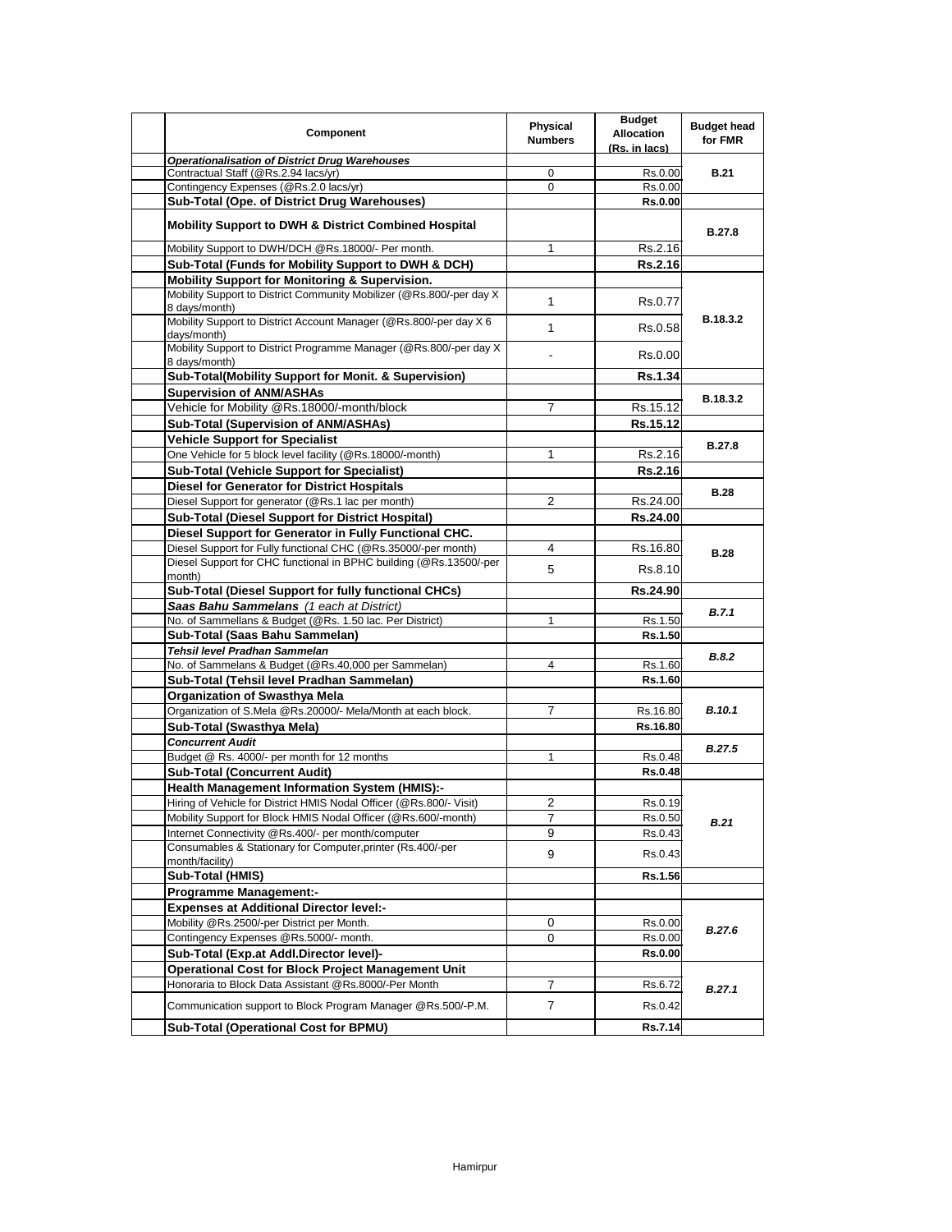| | Component | Physical Numbers | Budget Allocation (Rs. in lacs) | Budget head for FMR |
|---|---|---|---|---|
| | ***Operationalisation of District Drug Warehouses*** | | | |
| | Contractual Staff (@Rs.2.94 lacs/yr) | 0 | Rs.0.00 | **B.21** |
| | Contingency Expenses (@Rs.2.0 lacs/yr) | 0 | Rs.0.00 | |
| | **Sub-Total (Ope. of District Drug Warehouses)** | | **Rs.0.00** | |
| | **Mobility Support to DWH & District Combined Hospital** | | | **B.27.8** |
| | Mobility Support to DWH/DCH @Rs.18000/- Per month. | 1 | Rs.2.16 | |
| | **Sub-Total (Funds for Mobility Support to DWH & DCH)** | | **Rs.2.16** | |
| | **Mobility Support for Monitoring & Supervision.** | | | **B.18.3.2** |
| | Mobility Support to District Community Mobilizer (@Rs.800/-per day X 8 days/month) | 1 | Rs.0.77 | |
| | Mobility Support to District Account Manager (@Rs.800/-per day X 6 days/month) | 1 | Rs.0.58 | |
| | Mobility Support to District Programme Manager (@Rs.800/-per day X 8 days/month) | - | Rs.0.00 | |
| | **Sub-Total(Mobility Support for Monit. & Supervision)** | | **Rs.1.34** | |
| | **Supervision of ANM/ASHAs** | | | **B.18.3.2** |
| | Vehicle for Mobility @Rs.18000/-month/block | 7 | Rs.15.12 | |
| | **Sub-Total (Supervision of ANM/ASHAs)** | | **Rs.15.12** | |
| | **Vehicle Support for Specialist** | | | **B.27.8** |
| | One Vehicle for 5 block level facility (@Rs.18000/-month) | 1 | Rs.2.16 | |
| | **Sub-Total (Vehicle Support for Specialist)** | | **Rs.2.16** | |
| | **Diesel for Generator for District Hospitals** | | | **B.28** |
| | Diesel Support for generator (@Rs.1 lac per month) | 2 | Rs.24.00 | |
| | **Sub-Total (Diesel Support for District Hospital)** | | **Rs.24.00** | |
| | **Diesel Support for Generator in Fully Functional CHC.** | | | **B.28** |
| | Diesel Support for Fully functional CHC (@Rs.35000/-per month) | 4 | Rs.16.80 | |
| | Diesel Support for CHC functional in BPHC building (@Rs.13500/-per month) | 5 | Rs.8.10 | |
| | **Sub-Total (Diesel Support for fully functional CHCs)** | | **Rs.24.90** | |
| | ***Saas Bahu Sammelans*** *(1 each at District)* | | | ***B.7.1*** |
| | No. of Sammellans & Budget (@Rs. 1.50 lac. Per District) | 1 | Rs.1.50 | |
| | **Sub-Total (Saas Bahu Sammelan)** | | **Rs.1.50** | |
| | ***Tehsil level Pradhan Sammelan*** | | | ***B.8.2*** |
| | No. of Sammelans & Budget (@Rs.40,000 per Sammelan) | 4 | Rs.1.60 | |
| | **Sub-Total (Tehsil level Pradhan Sammelan)** | | **Rs.1.60** | |
| | **Organization of Swasthya Mela** | | | ***B.10.1*** |
| | Organization of S.Mela @Rs.20000/- Mela/Month at each block. | 7 | Rs.16.80 | |
| | **Sub-Total (Swasthya Mela)** | | **Rs.16.80** | |
| | ***Concurrent Audit*** | | | ***B.27.5*** |
| | Budget @ Rs. 4000/- per month for 12 months | 1 | Rs.0.48 | |
| | **Sub-Total (Concurrent Audit)** | | **Rs.0.48** | |
| | **Health Management Information System (HMIS):-** | | | ***B.21*** |
| | Hiring of Vehicle for District HMIS Nodal Officer (@Rs.800/- Visit) | 2 | Rs.0.19 | |
| | Mobility Support for Block HMIS Nodal Officer (@Rs.600/-month) | 7 | Rs.0.50 | |
| | Internet Connectivity @Rs.400/- per month/computer | 9 | Rs.0.43 | |
| | Consumables & Stationary for Computer,printer (Rs.400/-per month/facility) | 9 | Rs.0.43 | |
| | **Sub-Total (HMIS)** | | **Rs.1.56** | |
| | **Programme Management:-** | | | |
| | **Expenses at Additional Director level:-** | | | ***B.27.6*** |
| | Mobility @Rs.2500/-per District per Month. | 0 | Rs.0.00 | |
| | Contingency Expenses @Rs.5000/- month. | 0 | Rs.0.00 | |
| | **Sub-Total (Exp.at Addl.Director level)-** | | **Rs.0.00** | |
| | **Operational Cost for Block Project Management Unit** | | | ***B.27.1*** |
| | Honoraria to Block Data Assistant @Rs.8000/-Per Month | 7 | Rs.6.72 | |
| | Communication support to Block Program Manager @Rs.500/-P.M. | 7 | Rs.0.42 | |
| | **Sub-Total (Operational Cost for BPMU)** | | **Rs.7.14** | |

Hamirpur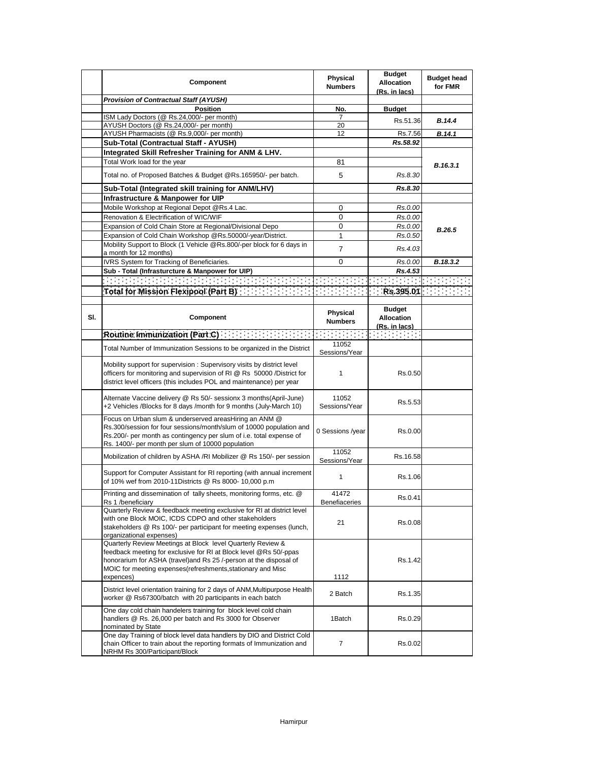| | Component | Physical Numbers | Budget Allocation (Rs. in lacs) | Budget head for FMR |
|---|---|---|---|---|
| | ***Provision of Contractual Staff (AYUSH)*** | | | |
| | **Position** | **No.** | **Budget** | |
| | ISM Lady Doctors (@ Rs.24,000/- per month) | 7 | Rs.51.36 | ***B.14.4*** |
| | AYUSH Doctors (@ Rs.24,000/- per month) | 20 | | |
| | AYUSH Pharmacists (@ Rs.9,000/- per month) | 12 | Rs.7.56 | ***B.14.1*** |
| | **Sub-Total (Contractual Staff - AYUSH)** | | ***Rs.58.92*** | |
| | **Integrated Skill Refresher Training for ANM & LHV.** | | | ***B.16.3.1*** |
| | Total Work load for the year | 81 | | |
| | Total no. of Proposed Batches & Budget @Rs.165950/- per batch. | 5 | *Rs.8.30* | |
| | **Sub-Total (Integrated skill training for ANM/LHV)** | | ***Rs.8.30*** | |
| | **Infrastructure & Manpower for UIP** | | | |
| | Mobile Workshop at Regional Depot @Rs.4 Lac. | 0 | *Rs.0.00* | ***B.26.5*** |
| | Renovation & Electrification of WIC/WIF | 0 | *Rs.0.00* | |
| | Expansion of Cold Chain Store at Regional/Divisional Depo | 0 | *Rs.0.00* | |
| | Expansion of Cold Chain Workshop @Rs.50000/-year/District. | 1 | *Rs.0.50* | |
| | Mobility Support to Block (1 Vehicle @Rs.800/-per block for 6 days in a month for 12 months) | 7 | *Rs.4.03* | |
| | IVRS System for Tracking of Beneficiaries. | 0 | *Rs.0.00* | ***B.18.3.2*** |
| | **Sub - Total (Infrasturcture & Manpower for UIP)** | | ***Rs.4.53*** | |
| | | | | |
| | **Total for Mission Flexipool (Part B)** | | **Rs.395.01** | |

| Sl. | Component | Physical Numbers | Budget Allocation (Rs. in lacs) | |
|---|---|---|---|---|
| | **Routine Immunization (Part C)** | | | |
| | Total Number of Immunization Sessions to be organized in the District | 11052 Sessions/Year | | |
| | Mobility support for supervision : Supervisory visits by district level officers for monitoring and supervision of RI @ Rs 50000 /District for district level officers (this includes POL and maintenance) per year | 1 | Rs.0.50 | |
| | Alternate Vaccine delivery @ Rs 50/- sessionx 3 months(April-June) +2 Vehicles /Blocks for 8 days /month for 9 months (July-March 10) | 11052 Sessions/Year | Rs.5.53 | |
| | Focus on Urban slum & underserved areasHiring an ANM @ Rs.300/session for four sessions/month/slum of 10000 population and Rs.200/- per month as contingency per slum of i.e. total expense of Rs. 1400/- per month per slum of 10000 population | 0 Sessions /year | Rs.0.00 | |
| | Mobilization of children by ASHA /RI Mobilizer @ Rs 150/- per session | 11052 Sessions/Year | Rs.16.58 | |
| | Support for Computer Assistant for RI reporting (with annual increment of 10% wef from 2010-11Districts @ Rs 8000- 10,000 p.m | 1 | Rs.1.06 | |
| | Printing and dissemination of tally sheets, monitoring forms, etc. @ Rs 1 /beneficiary | 41472 Benefiaceries | Rs.0.41 | |
| | Quarterly Review & feedback meeting exclusive for RI at district level with one Block MOIC, ICDS CDPO and other stakeholders stakeholders @ Rs 100/- per participant for meeting expenses (lunch, organizational expenses) | 21 | Rs.0.08 | |
| | Quarterly Review Meetings at Block level Quarterly Review & feedback meeting for exclusive for RI at Block level @Rs 50/-ppas honorarium for ASHA (travel)and Rs 25 /-person at the disposal of MOIC for meeting expenses(refreshments,stationary and Misc expences) | 1112 | Rs.1.42 | |
| | District level orientation training for 2 days of ANM,Multipurpose Health worker @ Rs67300/batch with 20 participants in each batch | 2 Batch | Rs.1.35 | |
| | One day cold chain handelers training for block level cold chain handlers @ Rs. 26,000 per batch and Rs 3000 for Observer nominated by State | 1Batch | Rs.0.29 | |
| | One day Training of block level data handlers by DIO and District Cold chain Officer to train about the reporting formats of Immunization and NRHM Rs 300/Participant/Block | 7 | Rs.0.02 | |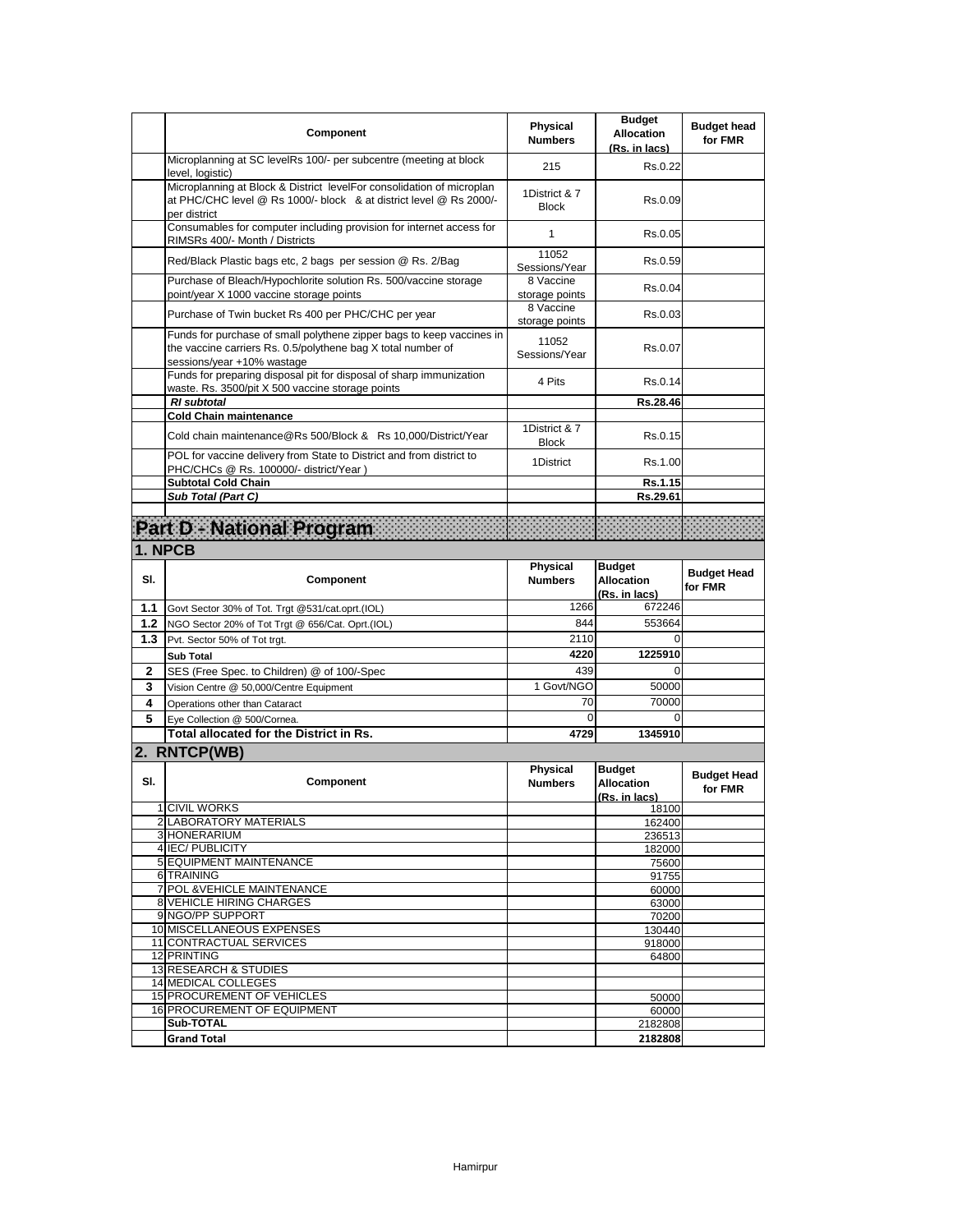| | Component | Physical Numbers | Budget Allocation (Rs. in lacs) | Budget head for FMR |
|---|---|---|---|---|
| | Microplanning at SC levelRs 100/- per subcentre (meeting at block level, logistic) | 215 | Rs.0.22 | |
| | Microplanning at Block & District levelFor consolidation of microplan at PHC/CHC level @ Rs 1000/- block & at district level @ Rs 2000/- per district | 1District & 7 Block | Rs.0.09 | |
| | Consumables for computer including provision for internet access for RIMSRs 400/- Month / Districts | 1 | Rs.0.05 | |
| | Red/Black Plastic bags etc, 2 bags per session @ Rs. 2/Bag | 11052 Sessions/Year | Rs.0.59 | |
| | Purchase of Bleach/Hypochlorite solution Rs. 500/vaccine storage point/year X 1000 vaccine storage points | 8 Vaccine storage points | Rs.0.04 | |
| | Purchase of Twin bucket Rs 400 per PHC/CHC per year | 8 Vaccine storage points | Rs.0.03 | |
| | Funds for purchase of small polythene zipper bags to keep vaccines in the vaccine carriers Rs. 0.5/polythene bag X total number of sessions/year +10% wastage | 11052 Sessions/Year | Rs.0.07 | |
| | Funds for preparing disposal pit for disposal of sharp immunization waste. Rs. 3500/pit X 500 vaccine storage points | 4 Pits | Rs.0.14 | |
| | ***RI subtotal*** | | **Rs.28.46** | |
| | **Cold Chain maintenance** | | | |
| | Cold chain maintenance@Rs 500/Block & Rs 10,000/District/Year | 1District & 7 Block | Rs.0.15 | |
| | POL for vaccine delivery from State to District and from district to PHC/CHCs @ Rs. 100000/- district/Year ) | 1District | Rs.1.00 | |
| | **Subtotal Cold Chain** | | **Rs.1.15** | |
| | ***Sub Total (Part C)*** | | **Rs.29.61** | |

# Part D - National Program

## 1. NPCB

| Sl. | Component | Physical Numbers | Budget Allocation (Rs. in lacs) | Budget Head for FMR |
|---|---|---|---|---|
| 1.1 | Govt Sector 30% of Tot. Trgt @531/cat.oprt.(IOL) | 1266 | 672246 | |
| 1.2 | NGO Sector 20% of Tot Trgt @ 656/Cat. Oprt.(IOL) | 844 | 553664 | |
| 1.3 | Pvt. Sector 50% of Tot trgt. | 2110 | 0 | |
| | **Sub Total** | **4220** | **1225910** | |
| 2 | SES (Free Spec. to Children) @ of 100/-Spec | 439 | 0 | |
| 3 | Vision Centre @ 50,000/Centre Equipment | 1 Govt/NGO | 50000 | |
| 4 | Operations other than Cataract | 70 | 70000 | |
| 5 | Eye Collection @ 500/Cornea. | 0 | 0 | |
| | **Total allocated for the District in Rs.** | **4729** | **1345910** | |

## 2. RNTCP(WB)

| Sl. | Component | Physical Numbers | Budget Allocation (Rs. in lacs) | Budget Head for FMR |
|---|---|---|---|---|
| 1 | CIVIL WORKS | | 18100 | |
| 2 | LABORATORY MATERIALS | | 162400 | |
| 3 | HONERARIUM | | 236513 | |
| 4 | IEC/ PUBLICITY | | 182000 | |
| 5 | EQUIPMENT MAINTENANCE | | 75600 | |
| 6 | TRAINING | | 91755 | |
| 7 | POL &VEHICLE MAINTENANCE | | 60000 | |
| 8 | VEHICLE HIRING CHARGES | | 63000 | |
| 9 | NGO/PP SUPPORT | | 70200 | |
| 10 | MISCELLANEOUS EXPENSES | | 130440 | |
| 11 | CONTRACTUAL SERVICES | | 918000 | |
| 12 | PRINTING | | 64800 | |
| 13 | RESEARCH & STUDIES | | | |
| 14 | MEDICAL COLLEGES | | | |
| 15 | PROCUREMENT OF VEHICLES | | 50000 | |
| 16 | PROCUREMENT OF EQUIPMENT | | 60000 | |
| | **Sub-TOTAL** | | 2182808 | |
| | **Grand Total** | | **2182808** | |

Hamirpur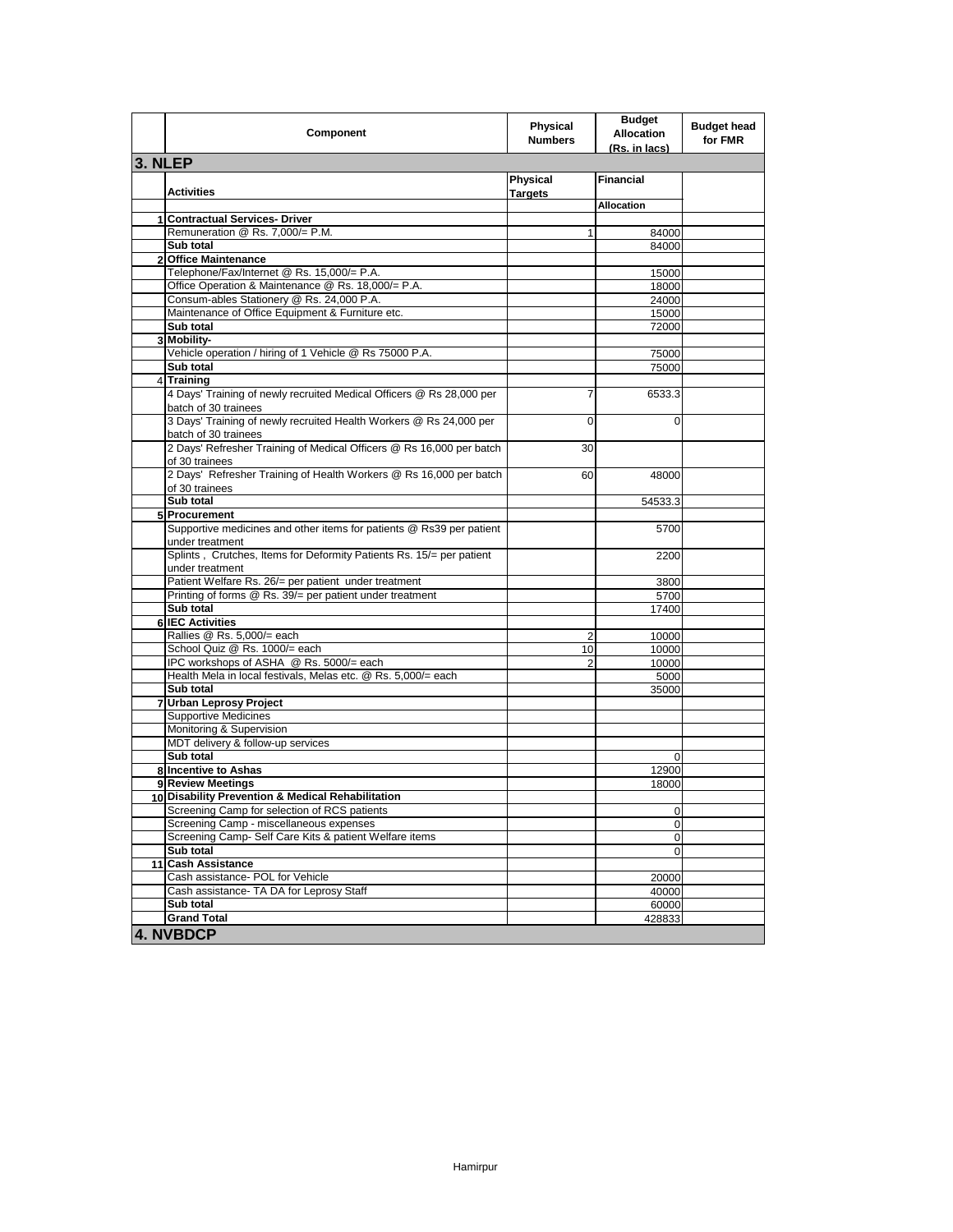| | Component | Physical Numbers | Budget Allocation (Rs. in lacs) | Budget head for FMR |
|---|---|---|---|---|
| **3. NLEP** | | | | |
| | **Activities** | **Physical Targets** | **Financial** | |
| | | | **Allocation** | |
| **1** | **Contractual Services- Driver** | | | |
| | Remuneration @ Rs. 7,000/= P.M. | 1 | 84000 | |
| | **Sub total** | | 84000 | |
| **2** | **Office Maintenance** | | | |
| | Telephone/Fax/Internet @ Rs. 15,000/= P.A. | | 15000 | |
| | Office Operation & Maintenance @ Rs. 18,000/= P.A. | | 18000 | |
| | Consum-ables Stationery @ Rs. 24,000 P.A. | | 24000 | |
| | Maintenance of Office Equipment & Furniture etc. | | 15000 | |
| | **Sub total** | | 72000 | |
| **3** | **Mobility-** | | | |
| | Vehicle operation / hiring of 1 Vehicle @ Rs 75000 P.A. | | 75000 | |
| | **Sub total** | | 75000 | |
| 4 | **Training** | | | |
| | 4 Days' Training of newly recruited Medical Officers @ Rs 28,000 per batch of 30 trainees | 7 | 6533.3 | |
| | 3 Days' Training of newly recruited Health Workers @ Rs 24,000 per batch of 30 trainees | 0 | 0 | |
| | 2 Days' Refresher Training of Medical Officers @ Rs 16,000 per batch of 30 trainees | 30 | | |
| | 2 Days' Refresher Training of Health Workers @ Rs 16,000 per batch of 30 trainees | 60 | 48000 | |
| | **Sub total** | | 54533.3 | |
| **5** | **Procurement** | | | |
| | Supportive medicines and other items for patients @ Rs39 per patient under treatment | | 5700 | |
| | Splints , Crutches, Items for Deformity Patients Rs. 15/= per patient under treatment | | 2200 | |
| | Patient Welfare Rs. 26/= per patient under treatment | | 3800 | |
| | Printing of forms @ Rs. 39/= per patient under treatment | | 5700 | |
| | **Sub total** | | 17400 | |
| **6** | **IEC Activities** | | | |
| | Rallies @ Rs. 5,000/= each | 2 | 10000 | |
| | School Quiz @ Rs. 1000/= each | 10 | 10000 | |
| | IPC workshops of ASHA @ Rs. 5000/= each | 2 | 10000 | |
| | Health Mela in local festivals, Melas etc. @ Rs. 5,000/= each | | 5000 | |
| | **Sub total** | | 35000 | |
| **7** | **Urban Leprosy Project** | | | |
| | Supportive Medicines | | | |
| | Monitoring & Supervision | | | |
| | MDT delivery & follow-up services | | | |
| | **Sub total** | | 0 | |
| **8** | **Incentive to Ashas** | | 12900 | |
| **9** | **Review Meetings** | | 18000 | |
| **10** | **Disability Prevention & Medical Rehabilitation** | | | |
| | Screening Camp for selection of RCS patients | | 0 | |
| | Screening Camp - miscellaneous expenses | | 0 | |
| | Screening Camp- Self Care Kits & patient Welfare items | | 0 | |
| | **Sub total** | | 0 | |
| **11** | **Cash Assistance** | | | |
| | Cash assistance- POL for Vehicle | | 20000 | |
| | Cash assistance- TA DA for Leprosy Staff | | 40000 | |
| | **Sub total** | | 60000 | |
| | **Grand Total** | | 428833 | |
| **4. NVBDCP** | | | | |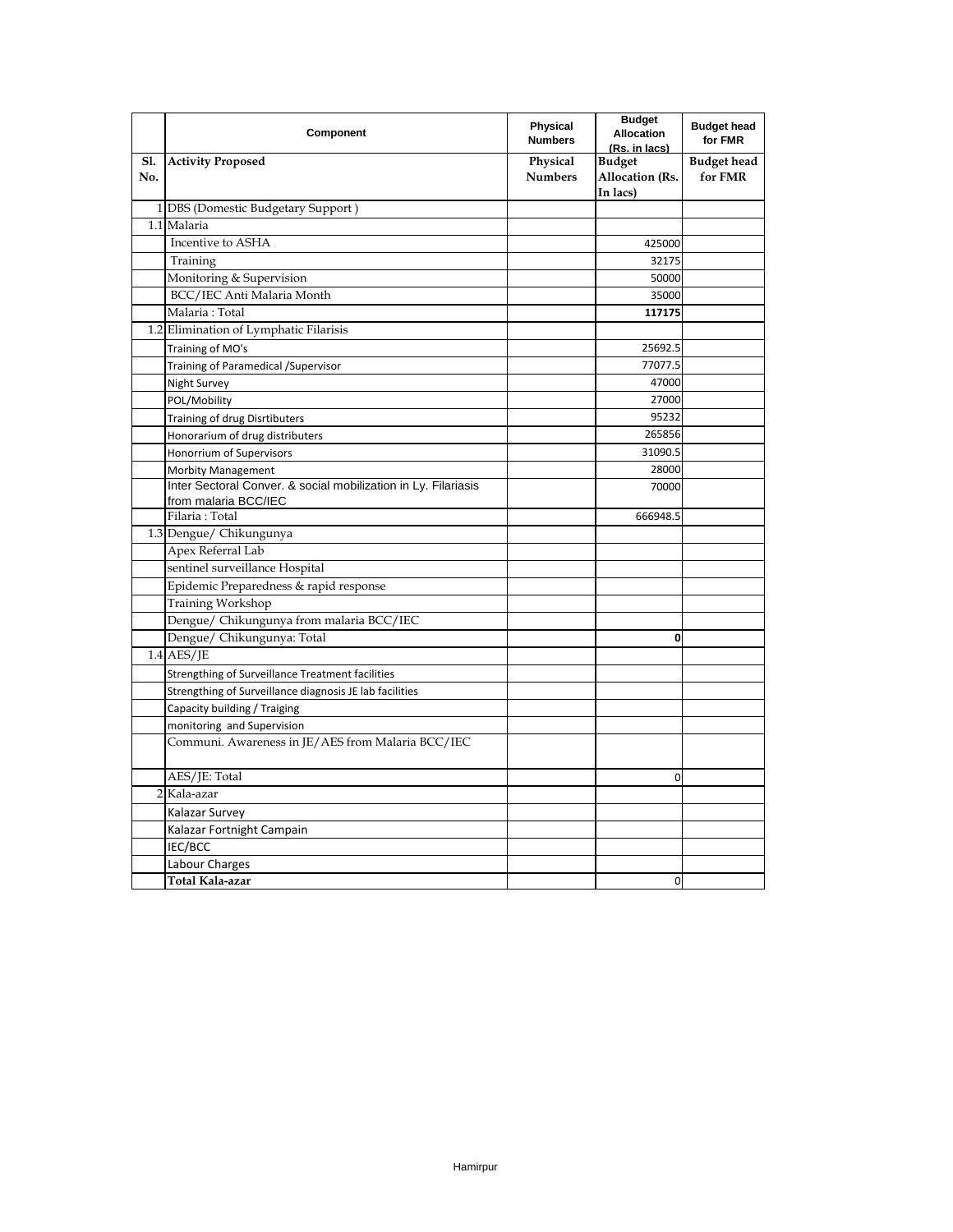| | Component | Physical Numbers | Budget Allocation (Rs. in lacs) | Budget head for FMR |
|---|---|---|---|---|
| **Sl. No.** | **Activity Proposed** | **Physical Numbers** | **Budget Allocation (Rs. In lacs)** | **Budget head for FMR** |
| 1 | DBS (Domestic Budgetary Support ) | | | |
| 1.1 | Malaria | | | |
| | Incentive to ASHA | | 425000 | |
| | Training | | 32175 | |
| | Monitoring & Supervision | | 50000 | |
| | BCC/IEC Anti Malaria Month | | 35000 | |
| | Malaria : Total | | **117175** | |
| 1.2 | Elimination of Lymphatic Filarisis | | | |
| | Training of MO's | | 25692.5 | |
| | Training of Paramedical /Supervisor | | 77077.5 | |
| | Night Survey | | 47000 | |
| | POL/Mobility | | 27000 | |
| | Training of drug Disrtibuters | | 95232 | |
| | Honorarium of drug distributers | | 265856 | |
| | Honorrium of Supervisors | | 31090.5 | |
| | Morbity Management | | 28000 | |
| | Inter Sectoral Conver. & social mobilization in Ly. Filariasis from malaria BCC/IEC | | 70000 | |
| | Filaria : Total | | 666948.5 | |
| 1.3 | Dengue/ Chikungunya | | | |
| | Apex Referral Lab | | | |
| | sentinel surveillance Hospital | | | |
| | Epidemic Preparedness & rapid response | | | |
| | Training Workshop | | | |
| | Dengue/ Chikungunya from malaria BCC/IEC | | | |
| | Dengue/ Chikungunya: Total | | **0** | |
| 1.4 | AES/JE | | | |
| | Strengthing of Surveillance Treatment facilities | | | |
| | Strengthing of Surveillance diagnosis JE lab facilities | | | |
| | Capacity building / Traiging | | | |
| | monitoring and Supervision | | | |
| | Communi. Awareness in JE/AES from Malaria BCC/IEC | | | |
| | AES/JE: Total | | 0 | |
| 2 | Kala-azar | | | |
| | Kalazar Survey | | | |
| | Kalazar Fortnight Campain | | | |
| | IEC/BCC | | | |
| | Labour Charges | | | |
| | **Total Kala-azar** | | 0 | |

Hamirpur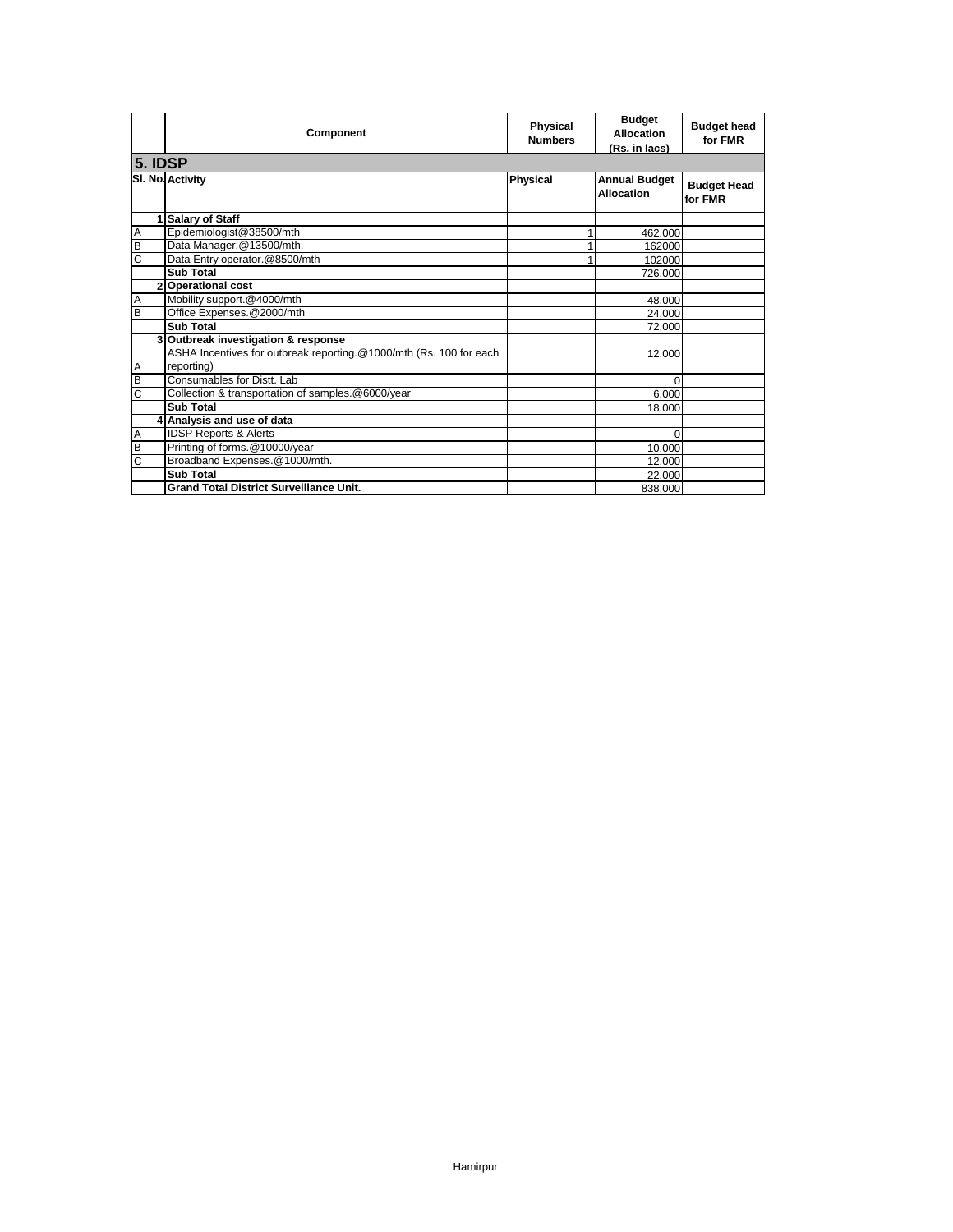| | Component | Physical Numbers | Budget Allocation (Rs. in lacs) | Budget head for FMR |
|---|---|---|---|---|
| **5. IDSP** | | | | |
| **Sl. No.** | **Activity** | **Physical** | **Annual Budget Allocation** | **Budget Head for FMR** |
| **1** | **Salary of Staff** | | | |
| A | Epidemiologist@38500/mth | 1 | 462,000 | |
| B | Data Manager.@13500/mth. | 1 | 162000 | |
| C | Data Entry operator.@8500/mth | 1 | 102000 | |
| | **Sub Total** | | 726,000 | |
| **2** | **Operational cost** | | | |
| A | Mobility support.@4000/mth | | 48,000 | |
| B | Office Expenses.@2000/mth | | 24,000 | |
| | **Sub Total** | | 72,000 | |
| **3** | **Outbreak investigation & response** | | | |
| A | ASHA Incentives for outbreak reporting.@1000/mth (Rs. 100 for each reporting) | | 12,000 | |
| B | Consumables for Distt. Lab | | 0 | |
| C | Collection & transportation of samples.@6000/year | | 6,000 | |
| | **Sub Total** | | 18,000 | |
| **4** | **Analysis and use of data** | | | |
| A | IDSP Reports & Alerts | | 0 | |
| B | Printing of forms.@10000/year | | 10,000 | |
| C | Broadband Expenses.@1000/mth. | | 12,000 | |
| | **Sub Total** | | 22,000 | |
| | **Grand Total District Surveillance Unit.** | | 838,000 | |

Hamirpur